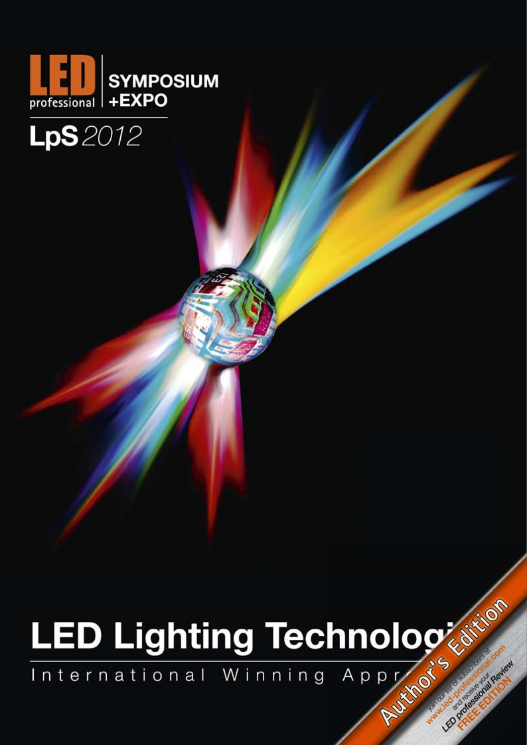LED professional | SYMPOSIUM +EXPO

LpS 2012

# LED Lighting Technologi

International Winning Appr

Author's Edition

Join our list of subscribers at www.led-professional.com and receive your LED professional Review FREE EDITION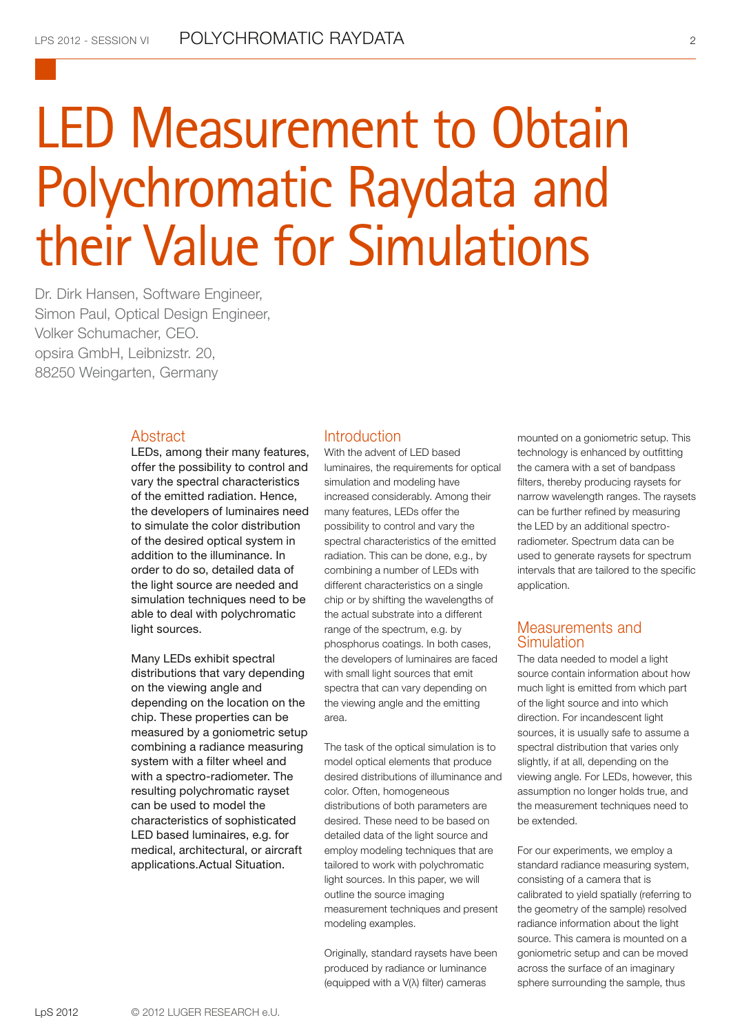# LED Measurement to Obtain Polychromatic Raydata and their Value for Simulations

Dr. Dirk Hansen, Software Engineer,
Simon Paul, Optical Design Engineer,
Volker Schumacher, CEO.
opsira GmbH, Leibnizstr. 20,
88250 Weingarten, Germany

## Abstract

LEDs, among their many features, offer the possibility to control and vary the spectral characteristics of the emitted radiation. Hence, the developers of luminaires need to simulate the color distribution of the desired optical system in addition to the illuminance. In order to do so, detailed data of the light source are needed and simulation techniques need to be able to deal with polychromatic light sources.

Many LEDs exhibit spectral distributions that vary depending on the viewing angle and depending on the location on the chip. These properties can be measured by a goniometric setup combining a radiance measuring system with a filter wheel and with a spectro-radiometer. The resulting polychromatic rayset can be used to model the characteristics of sophisticated LED based luminaires, e.g. for medical, architectural, or aircraft applications.Actual Situation.

## Introduction

With the advent of LED based luminaires, the requirements for optical simulation and modeling have increased considerably. Among their many features, LEDs offer the possibility to control and vary the spectral characteristics of the emitted radiation. This can be done, e.g., by combining a number of LEDs with different characteristics on a single chip or by shifting the wavelengths of the actual substrate into a different range of the spectrum, e.g. by phosphorus coatings. In both cases, the developers of luminaires are faced with small light sources that emit spectra that can vary depending on the viewing angle and the emitting area.

The task of the optical simulation is to model optical elements that produce desired distributions of illuminance and color. Often, homogeneous distributions of both parameters are desired. These need to be based on detailed data of the light source and employ modeling techniques that are tailored to work with polychromatic light sources. In this paper, we will outline the source imaging measurement techniques and present modeling examples.

Originally, standard raysets have been produced by radiance or luminance (equipped with a V(λ) filter) cameras mounted on a goniometric setup. This technology is enhanced by outfitting the camera with a set of bandpass filters, thereby producing raysets for narrow wavelength ranges. The raysets can be further refined by measuring the LED by an additional spectro-radiometer. Spectrum data can be used to generate raysets for spectrum intervals that are tailored to the specific application.

## Measurements and Simulation

The data needed to model a light source contain information about how much light is emitted from which part of the light source and into which direction. For incandescent light sources, it is usually safe to assume a spectral distribution that varies only slightly, if at all, depending on the viewing angle. For LEDs, however, this assumption no longer holds true, and the measurement techniques need to be extended.

For our experiments, we employ a standard radiance measuring system, consisting of a camera that is calibrated to yield spatially (referring to the geometry of the sample) resolved radiance information about the light source. This camera is mounted on a goniometric setup and can be moved across the surface of an imaginary sphere surrounding the sample, thus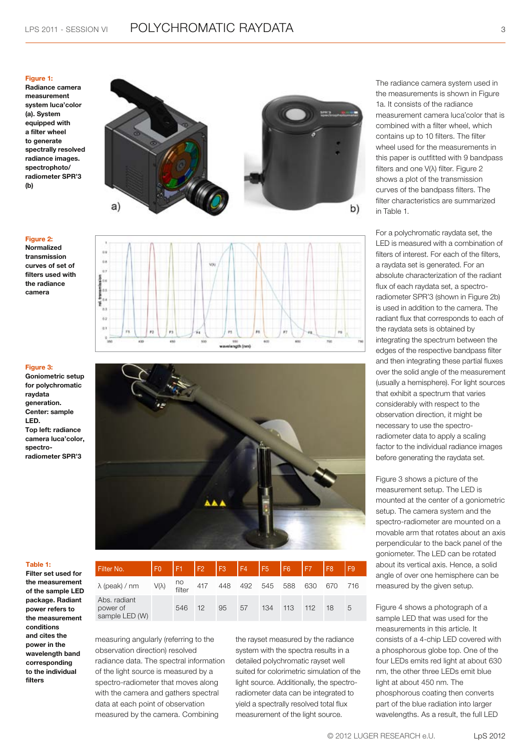**Figure 1:** Radiance camera measurement system luca'color (a). System equipped with a filter wheel to generate spectrally resolved radiance images. spectrophoto/ radiometer SPR'3 (b)

**Figure 2:** Normalized transmission curves of set of filters used with the radiance camera

**Figure 3:** Goniometric setup for polychromatic raydata generation. Center: sample LED. Top left: radiance camera luca'color, spectro-radiometer SPR'3

**Table 1:** Filter set used for the measurement of the sample LED package. Radiant power refers to the measurement conditions and cites the power in the wavelength band corresponding to the individual filters

| Filter No. | F0 | F1 | F2 | F3 | F4 | F5 | F6 | F7 | F8 | F9 |
|---|---|---|---|---|---|---|---|---|---|---|
| λ (peak) / nm | V(λ) | no filter | 417 | 448 | 492 | 545 | 588 | 630 | 670 | 716 |
| Abs. radiant power of sample LED (W) | | 546 | 12 | 95 | 57 | 134 | 113 | 112 | 18 | 5 |

measuring angularly (referring to the observation direction) resolved radiance data. The spectral information of the light source is measured by a spectro-radiometer that moves along with the camera and gathers spectral data at each point of observation measured by the camera. Combining the rayset measured by the radiance system with the spectra results in a detailed polychromatic rayset well suited for colorimetric simulation of the light source. Additionally, the spectro-radiometer data can be integrated to yield a spectrally resolved total flux measurement of the light source.

The radiance camera system used in the measurements is shown in Figure 1a. It consists of the radiance measurement camera luca'color that is combined with a filter wheel, which contains up to 10 filters. The filter wheel used for the measurements in this paper is outfitted with 9 bandpass filters and one V(λ) filter. Figure 2 shows a plot of the transmission curves of the bandpass filters. The filter characteristics are summarized in Table 1.

For a polychromatic raydata set, the LED is measured with a combination of filters of interest. For each of the filters, a raydata set is generated. For an absolute characterization of the radiant flux of each raydata set, a spectro-radiometer SPR'3 (shown in Figure 2b) is used in addition to the camera. The radiant flux that corresponds to each of the raydata sets is obtained by integrating the spectrum between the edges of the respective bandpass filter and then integrating these partial fluxes over the solid angle of the measurement (usually a hemisphere). For light sources that exhibit a spectrum that varies considerably with respect to the observation direction, it might be necessary to use the spectro-radiometer data to apply a scaling factor to the individual radiance images before generating the raydata set.

Figure 3 shows a picture of the measurement setup. The LED is mounted at the center of a goniometric setup. The camera system and the spectro-radiometer are mounted on a movable arm that rotates about an axis perpendicular to the back panel of the goniometer. The LED can be rotated about its vertical axis. Hence, a solid angle of over one hemisphere can be measured by the given setup.

Figure 4 shows a photograph of a sample LED that was used for the measurements in this article. It consists of a 4-chip LED covered with a phosphorous globe top. One of the four LEDs emits red light at about 630 nm, the other three LEDs emit blue light at about 450 nm. The phosphorous coating then converts part of the blue radiation into larger wavelengths. As a result, the full LED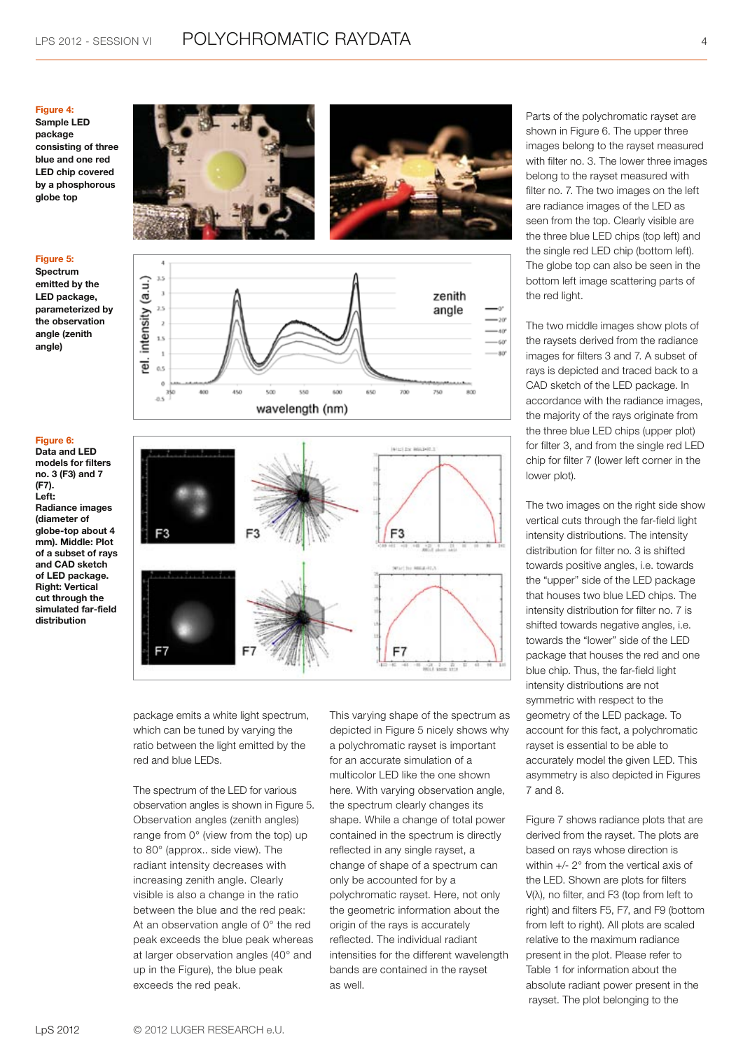**Figure 4:**
**Sample LED package consisting of three blue and one red LED chip covered by a phosphorous globe top**

**Figure 5:**
**Spectrum emitted by the LED package, parameterized by the observation angle (zenith angle)**

**Figure 6:**
**Data and LED models for filters no. 3 (F3) and 7 (F7).**
**Left: Radiance images (diameter of globe-top about 4 mm). Middle: Plot of a subset of rays and CAD sketch of LED package. Right: Vertical cut through the simulated far-field distribution**

package emits a white light spectrum, which can be tuned by varying the ratio between the light emitted by the red and blue LEDs.

The spectrum of the LED for various observation angles is shown in Figure 5. Observation angles (zenith angles) range from 0° (view from the top) up to 80° (approx.. side view). The radiant intensity decreases with increasing zenith angle. Clearly visible is also a change in the ratio between the blue and the red peak: At an observation angle of 0° the red peak exceeds the blue peak whereas at larger observation angles (40° and up in the Figure), the blue peak exceeds the red peak.

This varying shape of the spectrum as depicted in Figure 5 nicely shows why a polychromatic rayset is important for an accurate simulation of a multicolor LED like the one shown here. With varying observation angle, the spectrum clearly changes its shape. While a change of total power contained in the spectrum is directly reflected in any single rayset, a change of shape of a spectrum can only be accounted for by a polychromatic rayset. Here, not only the geometric information about the origin of the rays is accurately reflected. The individual radiant intensities for the different wavelength bands are contained in the rayset as well.

Parts of the polychromatic rayset are shown in Figure 6. The upper three images belong to the rayset measured with filter no. 3. The lower three images belong to the rayset measured with filter no. 7. The two images on the left are radiance images of the LED as seen from the top. Clearly visible are the three blue LED chips (top left) and the single red LED chip (bottom left). The globe top can also be seen in the bottom left image scattering parts of the red light.

The two middle images show plots of the raysets derived from the radiance images for filters 3 and 7. A subset of rays is depicted and traced back to a CAD sketch of the LED package. In accordance with the radiance images, the majority of the rays originate from the three blue LED chips (upper plot) for filter 3, and from the single red LED chip for filter 7 (lower left corner in the lower plot).

The two images on the right side show vertical cuts through the far-field light intensity distributions. The intensity distribution for filter no. 3 is shifted towards positive angles, i.e. towards the "upper" side of the LED package that houses two blue LED chips. The intensity distribution for filter no. 7 is shifted towards negative angles, i.e. towards the "lower" side of the LED package that houses the red and one blue chip. Thus, the far-field light intensity distributions are not symmetric with respect to the geometry of the LED package. To account for this fact, a polychromatic rayset is essential to be able to accurately model the given LED. This asymmetry is also depicted in Figures 7 and 8.

Figure 7 shows radiance plots that are derived from the rayset. The plots are based on rays whose direction is within +/- 2° from the vertical axis of the LED. Shown are plots for filters V(λ), no filter, and F3 (top from left to right) and filters F5, F7, and F9 (bottom from left to right). All plots are scaled relative to the maximum radiance present in the plot. Please refer to Table 1 for information about the absolute radiant power present in the rayset. The plot belonging to the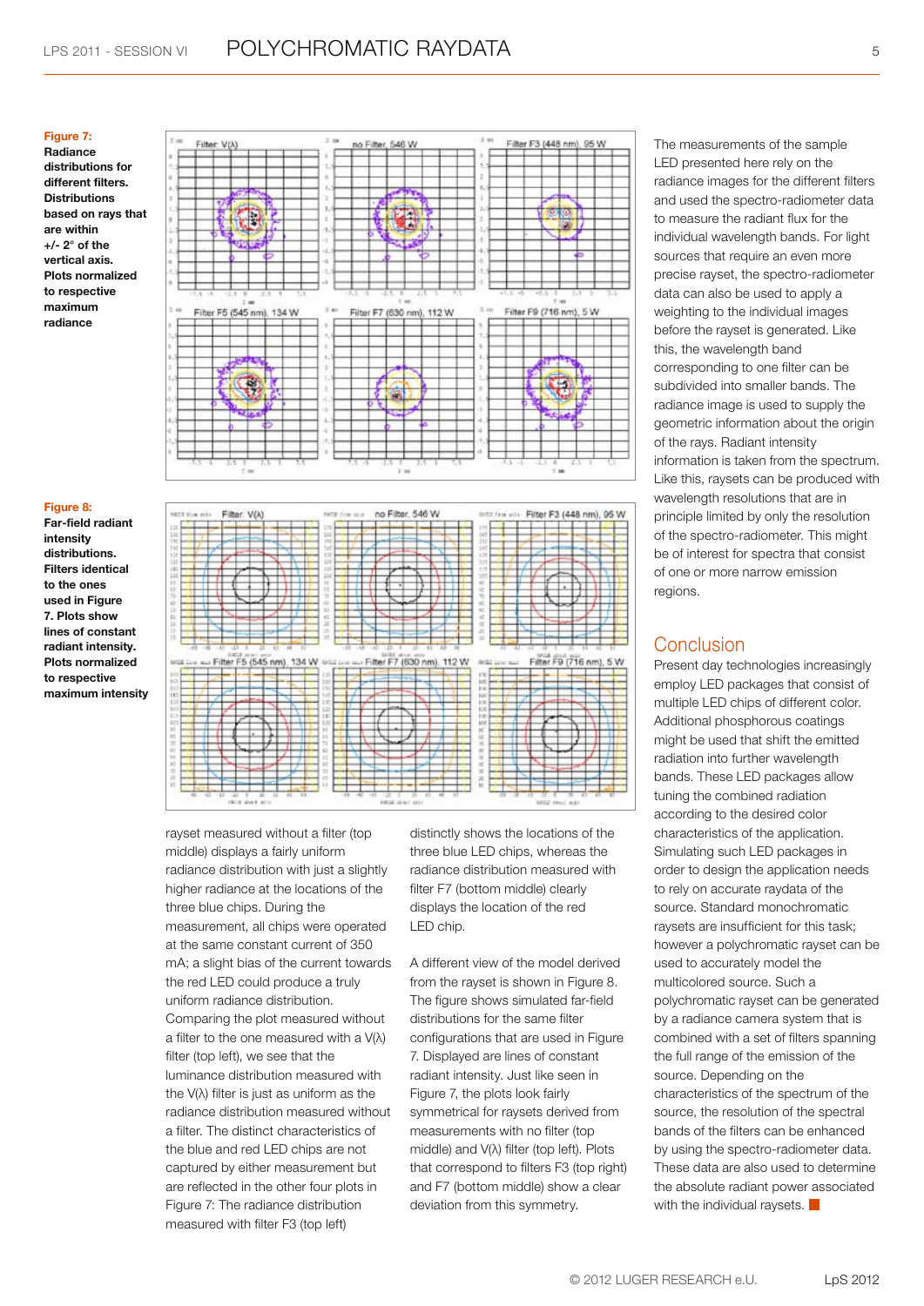**Figure 7:** Radiance distributions for different filters. Distributions based on rays that are within +/- 2° of the vertical axis. Plots normalized to respective maximum radiance

Filter: V(λ)

no Filter, 546 W

Filter F3 (448 nm), 95 W

Filter F5 (545 nm), 134 W

Filter F7 (630 nm), 112 W

Filter F9 (716 nm), 5 W

**Figure 8:** Far-field radiant intensity distributions. Filters identical to the ones used in Figure 7. Plots show lines of constant radiant intensity. Plots normalized to respective maximum intensity

Filter: V(λ)

no Filter, 546 W

Filter F3 (448 nm), 95 W

Filter F5 (545 nm), 134 W

Filter F7 (630 nm), 112 W

Filter F9 (716 nm), 5 W

rayset measured without a filter (top middle) displays a fairly uniform radiance distribution with just a slightly higher radiance at the locations of the three blue chips. During the measurement, all chips were operated at the same constant current of 350 mA; a slight bias of the current towards the red LED could produce a truly uniform radiance distribution. Comparing the plot measured without a filter to the one measured with a V(λ) filter (top left), we see that the luminance distribution measured with the V(λ) filter is just as uniform as the radiance distribution measured without a filter. The distinct characteristics of the blue and red LED chips are not captured by either measurement but are reflected in the other four plots in Figure 7: The radiance distribution measured with filter F3 (top left) distinctly shows the locations of the three blue LED chips, whereas the radiance distribution measured with filter F7 (bottom middle) clearly displays the location of the red LED chip.

A different view of the model derived from the rayset is shown in Figure 8. The figure shows simulated far-field distributions for the same filter configurations that are used in Figure 7. Displayed are lines of constant radiant intensity. Just like seen in Figure 7, the plots look fairly symmetrical for raysets derived from measurements with no filter (top middle) and V(λ) filter (top left). Plots that correspond to filters F3 (top right) and F7 (bottom middle) show a clear deviation from this symmetry.

The measurements of the sample LED presented here rely on the radiance images for the different filters and used the spectro-radiometer data to measure the radiant flux for the individual wavelength bands. For light sources that require an even more precise rayset, the spectro-radiometer data can also be used to apply a weighting to the individual images before the rayset is generated. Like this, the wavelength band corresponding to one filter can be subdivided into smaller bands. The radiance image is used to supply the geometric information about the origin of the rays. Radiant intensity information is taken from the spectrum. Like this, raysets can be produced with wavelength resolutions that are in principle limited by only the resolution of the spectro-radiometer. This might be of interest for spectra that consist of one or more narrow emission regions.

## Conclusion

Present day technologies increasingly employ LED packages that consist of multiple LED chips of different color. Additional phosphorous coatings might be used that shift the emitted radiation into further wavelength bands. These LED packages allow tuning the combined radiation according to the desired color characteristics of the application. Simulating such LED packages in order to design the application needs to rely on accurate raydata of the source. Standard monochromatic raysets are insufficient for this task; however a polychromatic rayset can be used to accurately model the multicolored source. Such a polychromatic rayset can be generated by a radiance camera system that is combined with a set of filters spanning the full range of the emission of the source. Depending on the characteristics of the spectrum of the source, the resolution of the spectral bands of the filters can be enhanced by using the spectro-radiometer data. These data are also used to determine the absolute radiant power associated with the individual raysets.